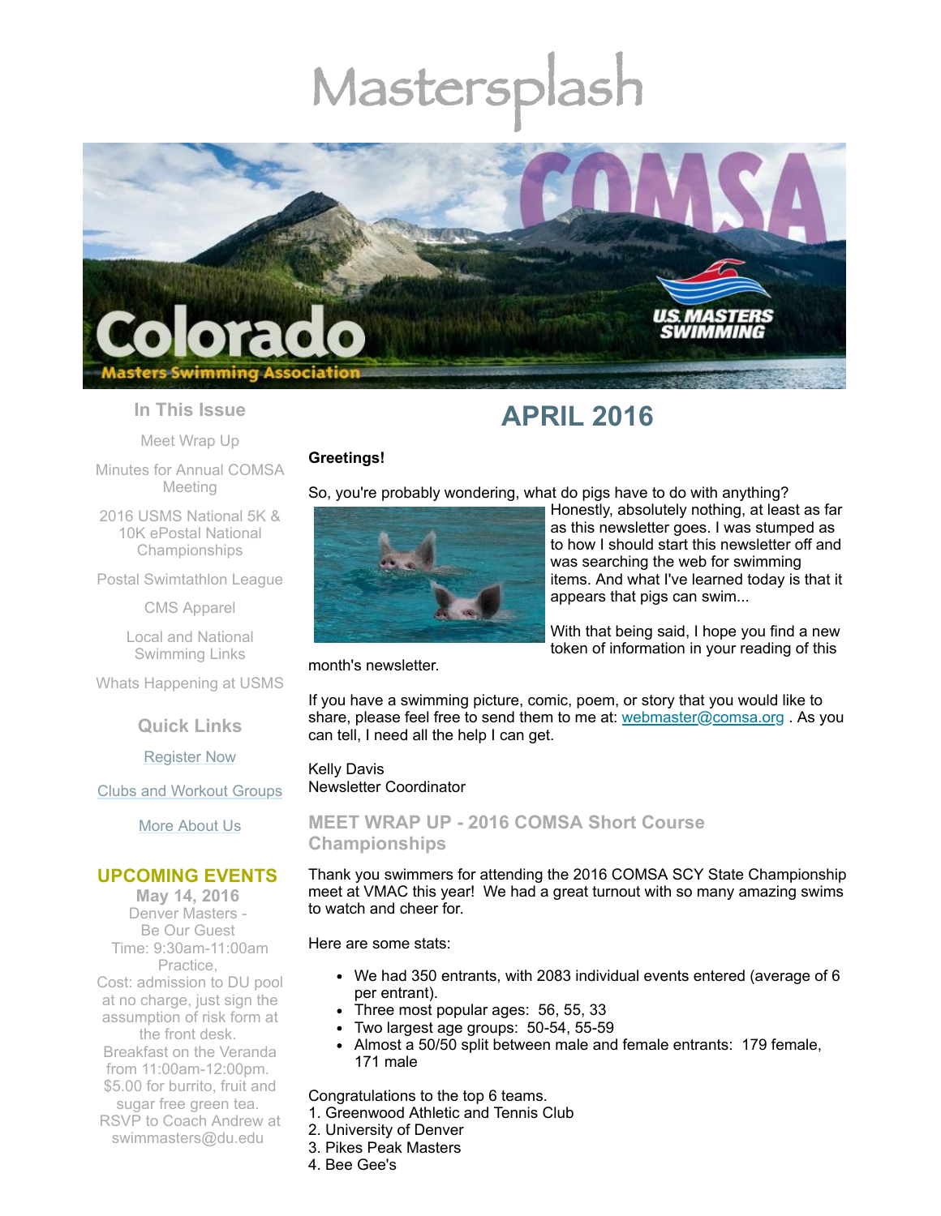# Mastersplash

## In This Issue

Meet Wrap Up

Minutes for Annual COMSA Meeting

2016 USMS National 5K & 10K ePostal National Championships

Postal Swimtathlon League

CMS Apparel

Local and National Swimming Links

Whats Happening at USMS

## Quick Links

Register Now

Clubs and Workout Groups

More About Us

## UPCOMING EVENTS

**May 14, 2016**
Denver Masters - Be Our Guest
Time: 9:30am-11:00am Practice,
Cost: admission to DU pool at no charge, just sign the assumption of risk form at the front desk.
Breakfast on the Veranda from 11:00am-12:00pm. $5.00 for burrito, fruit and sugar free green tea.
RSVP to Coach Andrew at swimmasters@du.edu

# APRIL 2016

**Greetings!**

So, you're probably wondering, what do pigs have to do with anything? Honestly, absolutely nothing, at least as far as this newsletter goes. I was stumped as to how I should start this newsletter off and was searching the web for swimming items. And what I've learned today is that it appears that pigs can swim...

With that being said, I hope you find a new token of information in your reading of this month's newsletter.

If you have a swimming picture, comic, poem, or story that you would like to share, please feel free to send them to me at: webmaster@comsa.org . As you can tell, I need all the help I can get.

Kelly Davis
Newsletter Coordinator

## MEET WRAP UP - 2016 COMSA Short Course Championships

Thank you swimmers for attending the 2016 COMSA SCY State Championship meet at VMAC this year! We had a great turnout with so many amazing swims to watch and cheer for.

Here are some stats:

- We had 350 entrants, with 2083 individual events entered (average of 6 per entrant).
- Three most popular ages: 56, 55, 33
- Two largest age groups: 50-54, 55-59
- Almost a 50/50 split between male and female entrants: 179 female, 171 male

Congratulations to the top 6 teams.
1. Greenwood Athletic and Tennis Club
2. University of Denver
3. Pikes Peak Masters
4. Bee Gee's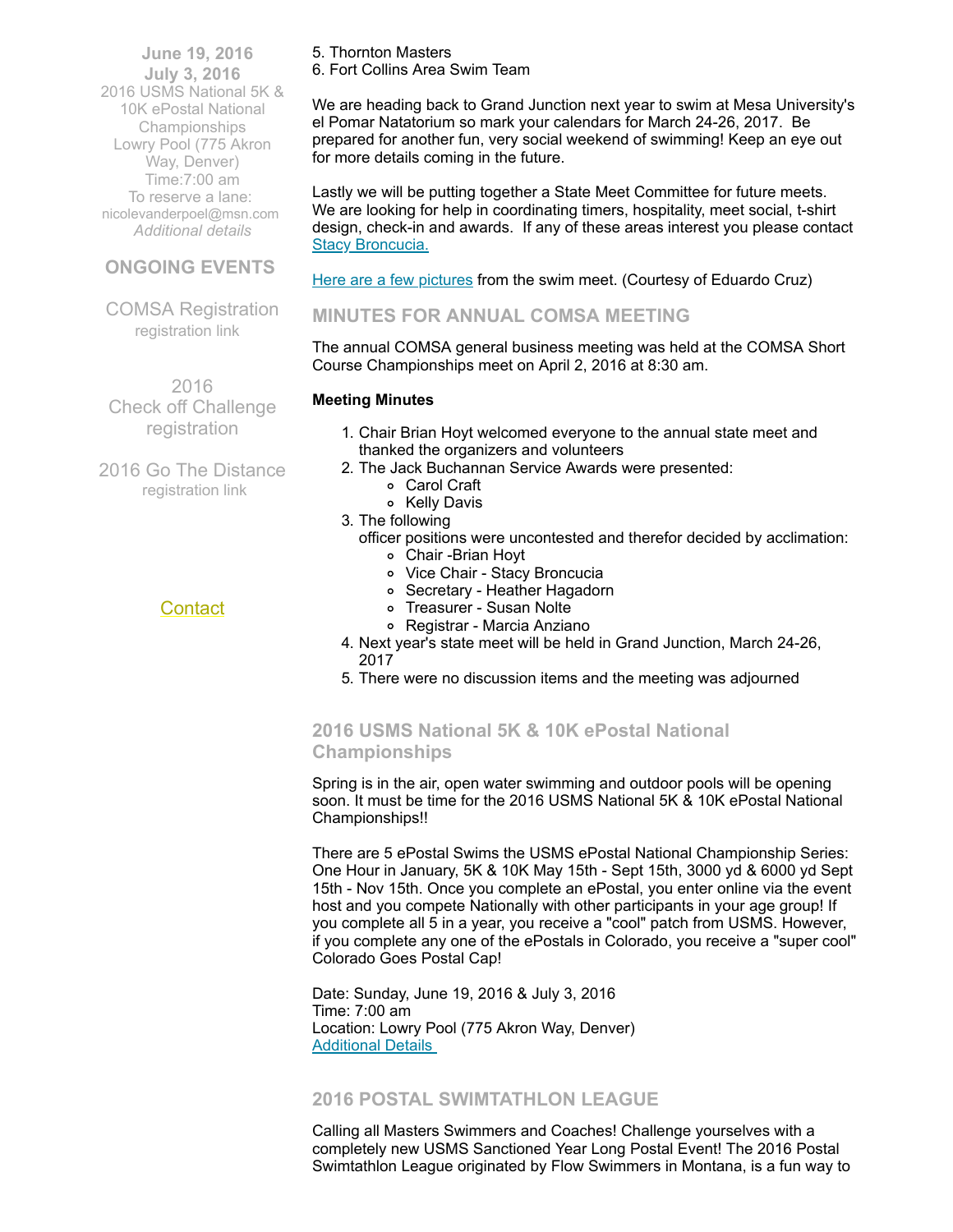**June 19, 2016**
**July 3, 2016**
2016 USMS National 5K & 10K ePostal National Championships
Lowry Pool (775 Akron Way, Denver)
Time:7:00 am
To reserve a lane: nicolevanderpoel@msn.com
*Additional details*

## ONGOING EVENTS

COMSA Registration
registration link

2016
Check off Challenge
registration

2016 Go The Distance
registration link

Contact

5. Thornton Masters
6. Fort Collins Area Swim Team

We are heading back to Grand Junction next year to swim at Mesa University's el Pomar Natatorium so mark your calendars for March 24-26, 2017. Be prepared for another fun, very social weekend of swimming! Keep an eye out for more details coming in the future.

Lastly we will be putting together a State Meet Committee for future meets. We are looking for help in coordinating timers, hospitality, meet social, t-shirt design, check-in and awards. If any of these areas interest you please contact Stacy Broncucia.

Here are a few pictures from the swim meet. (Courtesy of Eduardo Cruz)

## MINUTES FOR ANNUAL COMSA MEETING

The annual COMSA general business meeting was held at the COMSA Short Course Championships meet on April 2, 2016 at 8:30 am.

**Meeting Minutes**

1. Chair Brian Hoyt welcomed everyone to the annual state meet and thanked the organizers and volunteers
2. The Jack Buchannan Service Awards were presented:
   - Carol Craft
   - Kelly Davis
3. The following officer positions were uncontested and therefor decided by acclimation:
   - Chair -Brian Hoyt
   - Vice Chair - Stacy Broncucia
   - Secretary - Heather Hagadorn
   - Treasurer - Susan Nolte
   - Registrar - Marcia Anziano
4. Next year's state meet will be held in Grand Junction, March 24-26, 2017
5. There were no discussion items and the meeting was adjourned

## 2016 USMS National 5K & 10K ePostal National Championships

Spring is in the air, open water swimming and outdoor pools will be opening soon. It must be time for the 2016 USMS National 5K & 10K ePostal National Championships!!

There are 5 ePostal Swims the USMS ePostal National Championship Series: One Hour in January, 5K & 10K May 15th - Sept 15th, 3000 yd & 6000 yd Sept 15th - Nov 15th. Once you complete an ePostal, you enter online via the event host and you compete Nationally with other participants in your age group! If you complete all 5 in a year, you receive a "cool" patch from USMS. However, if you complete any one of the ePostals in Colorado, you receive a "super cool" Colorado Goes Postal Cap!

Date: Sunday, June 19, 2016 & July 3, 2016
Time: 7:00 am
Location: Lowry Pool (775 Akron Way, Denver)
Additional Details

## 2016 POSTAL SWIMTATHLON LEAGUE

Calling all Masters Swimmers and Coaches! Challenge yourselves with a completely new USMS Sanctioned Year Long Postal Event! The 2016 Postal Swimtathlon League originated by Flow Swimmers in Montana, is a fun way to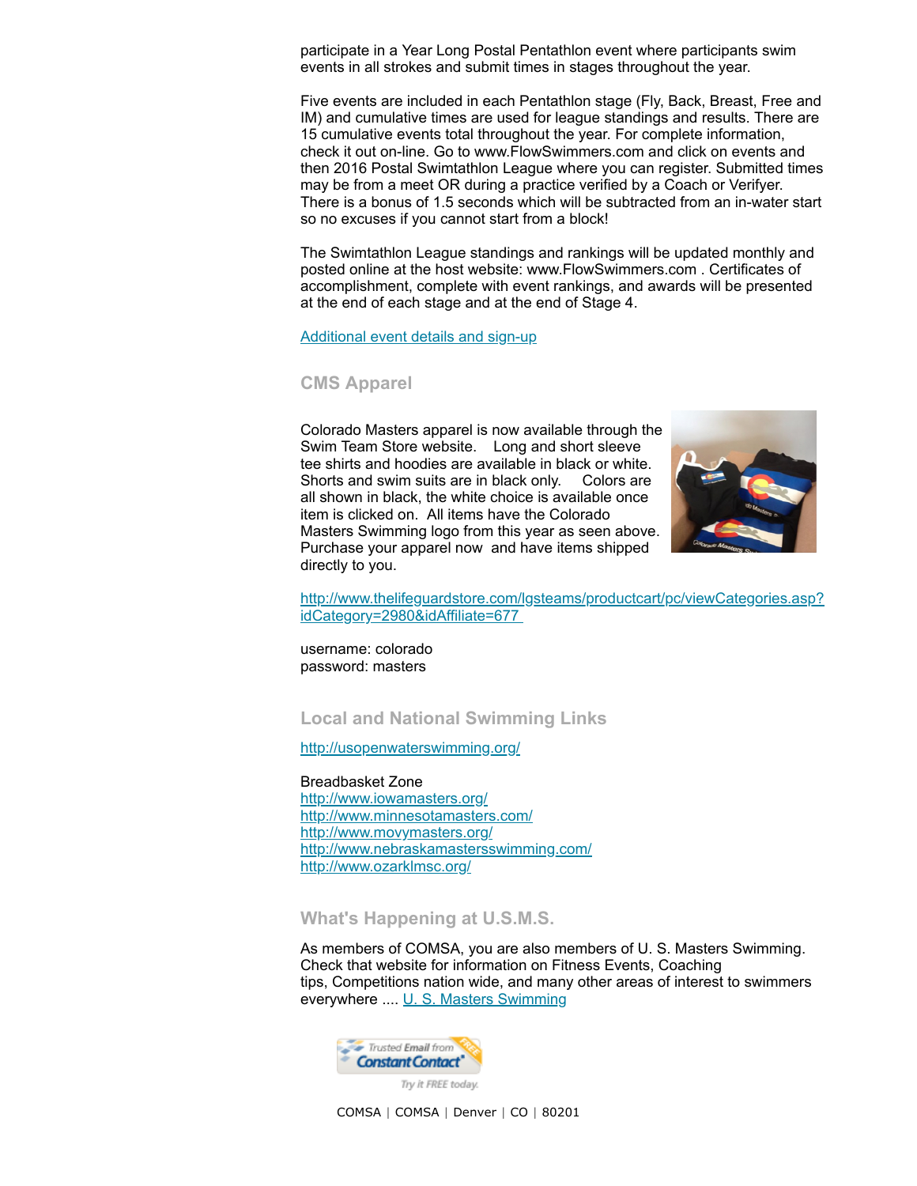participate in a Year Long Postal Pentathlon event where participants swim events in all strokes and submit times in stages throughout the year.

Five events are included in each Pentathlon stage (Fly, Back, Breast, Free and IM) and cumulative times are used for league standings and results. There are 15 cumulative events total throughout the year. For complete information, check it out on-line. Go to www.FlowSwimmers.com and click on events and then 2016 Postal Swimtathlon League where you can register. Submitted times may be from a meet OR during a practice verified by a Coach or Verifyer. There is a bonus of 1.5 seconds which will be subtracted from an in-water start so no excuses if you cannot start from a block!

The Swimtathlon League standings and rankings will be updated monthly and posted online at the host website: www.FlowSwimmers.com . Certificates of accomplishment, complete with event rankings, and awards will be presented at the end of each stage and at the end of Stage 4.

Additional event details and sign-up

## CMS Apparel

Colorado Masters apparel is now available through the Swim Team Store website. Long and short sleeve tee shirts and hoodies are available in black or white. Shorts and swim suits are in black only. Colors are all shown in black, the white choice is available once item is clicked on. All items have the Colorado Masters Swimming logo from this year as seen above. Purchase your apparel now and have items shipped directly to you.

http://www.thelifeguardstore.com/lgsteams/productcart/pc/viewCategories.asp?idCategory=2980&idAffiliate=677

username: colorado
password: masters

## Local and National Swimming Links

http://usopenwaterswimming.org/

Breadbasket Zone
http://www.iowamasters.org/
http://www.minnesotamasters.com/
http://www.movymasters.org/
http://www.nebraskamastersswimming.com/
http://www.ozarklmsc.org/

## What's Happening at U.S.M.S.

As members of COMSA, you are also members of U. S. Masters Swimming. Check that website for information on Fitness Events, Coaching tips, Competitions nation wide, and many other areas of interest to swimmers everywhere .... U. S. Masters Swimming

Trusted Email from Constant Contact
Try it FREE today.

COMSA | COMSA | Denver | CO | 80201